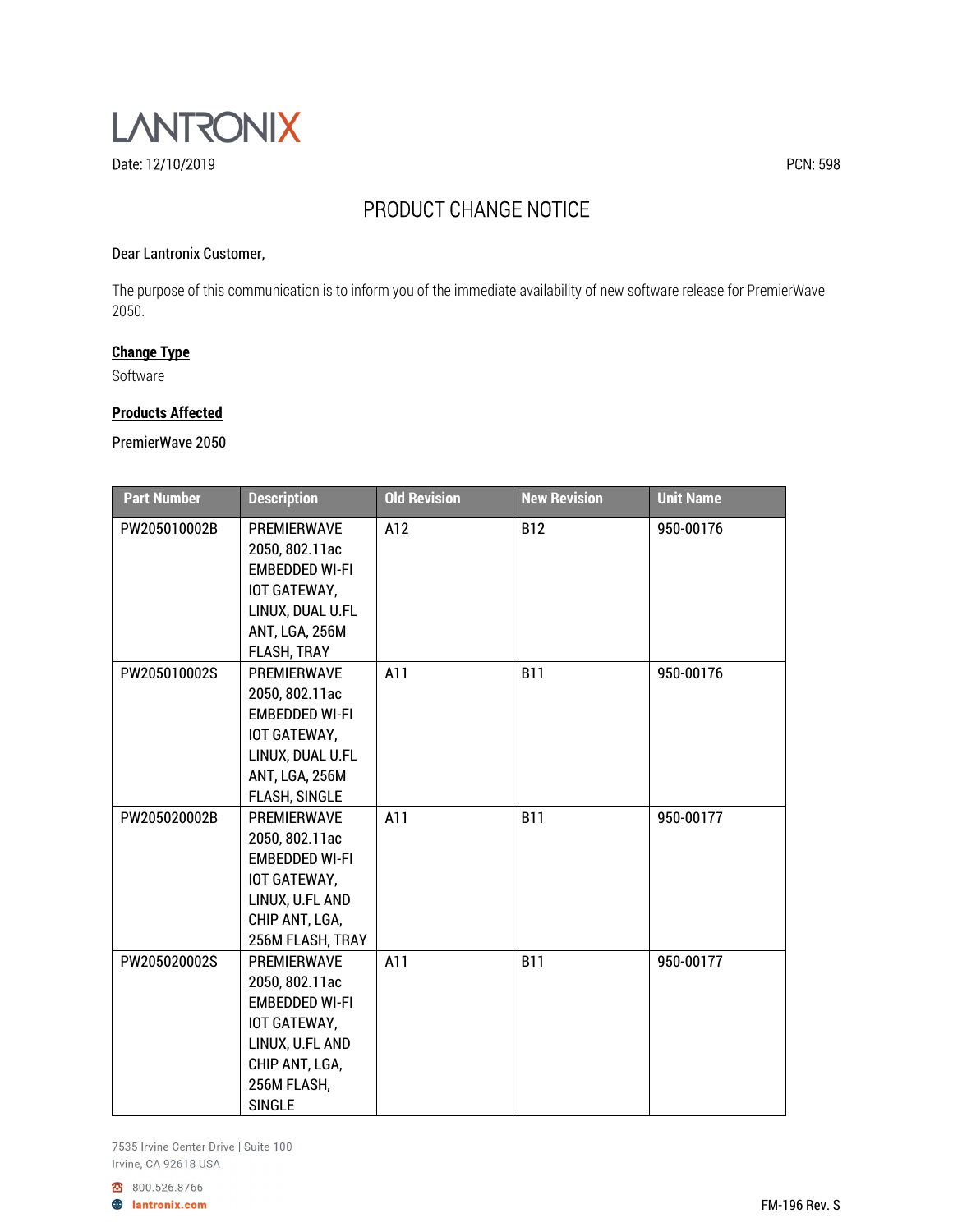LANTRONIX

Date: 12/10/2019

PCN: 598

# PRODUCT CHANGE NOTICE

Dear Lantronix Customer,

The purpose of this communication is to inform you of the immediate availability of new software release for PremierWave 2050.

**Change Type**

Software

**Products Affected**

PremierWave 2050

| Part Number | Description | Old Revision | New Revision | Unit Name |
|---|---|---|---|---|
| PW205010002B | PREMIERWAVE 2050, 802.11ac EMBEDDED WI-FI IOT GATEWAY, LINUX, DUAL U.FL ANT, LGA, 256M FLASH, TRAY | A12 | B12 | 950-00176 |
| PW205010002S | PREMIERWAVE 2050, 802.11ac EMBEDDED WI-FI IOT GATEWAY, LINUX, DUAL U.FL ANT, LGA, 256M FLASH, SINGLE | A11 | B11 | 950-00176 |
| PW205020002B | PREMIERWAVE 2050, 802.11ac EMBEDDED WI-FI IOT GATEWAY, LINUX, U.FL AND CHIP ANT, LGA, 256M FLASH, TRAY | A11 | B11 | 950-00177 |
| PW205020002S | PREMIERWAVE 2050, 802.11ac EMBEDDED WI-FI IOT GATEWAY, LINUX, U.FL AND CHIP ANT, LGA, 256M FLASH, SINGLE | A11 | B11 | 950-00177 |

7535 Irvine Center Drive | Suite 100
Irvine, CA 92618 USA

800.526.8766
lantronix.com

FM-196 Rev. S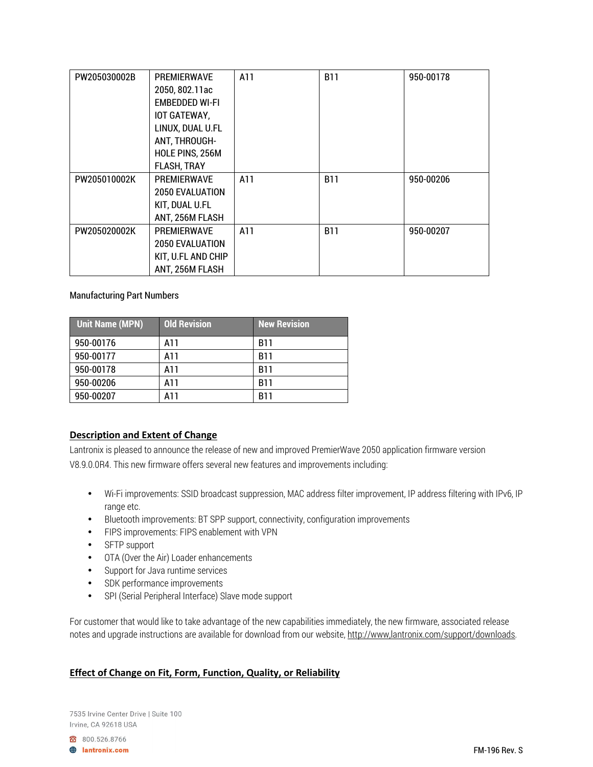| PW205030002B | PREMIERWAVE 2050, 802.11ac EMBEDDED WI-FI IOT GATEWAY, LINUX, DUAL U.FL ANT, THROUGH-HOLE PINS, 256M FLASH, TRAY | A11 | B11 | 950-00178 |
|---|---|---|---|---|
| PW205010002K | PREMIERWAVE 2050 EVALUATION KIT, DUAL U.FL ANT, 256M FLASH | A11 | B11 | 950-00206 |
| PW205020002K | PREMIERWAVE 2050 EVALUATION KIT, U.FL AND CHIP ANT, 256M FLASH | A11 | B11 | 950-00207 |

Manufacturing Part Numbers

| Unit Name (MPN) | Old Revision | New Revision |
|---|---|---|
| 950-00176 | A11 | B11 |
| 950-00177 | A11 | B11 |
| 950-00178 | A11 | B11 |
| 950-00206 | A11 | B11 |
| 950-00207 | A11 | B11 |

## Description and Extent of Change

Lantronix is pleased to announce the release of new and improved PremierWave 2050 application firmware version V8.9.0.0R4. This new firmware offers several new features and improvements including:

- Wi-Fi improvements: SSID broadcast suppression, MAC address filter improvement, IP address filtering with IPv6, IP range etc.
- Bluetooth improvements: BT SPP support, connectivity, configuration improvements
- FIPS improvements: FIPS enablement with VPN
- SFTP support
- OTA (Over the Air) Loader enhancements
- Support for Java runtime services
- SDK performance improvements
- SPI (Serial Peripheral Interface) Slave mode support

For customer that would like to take advantage of the new capabilities immediately, the new firmware, associated release notes and upgrade instructions are available for download from our website, http://www,lantronix.com/support/downloads.

## Effect of Change on Fit, Form, Function, Quality, or Reliability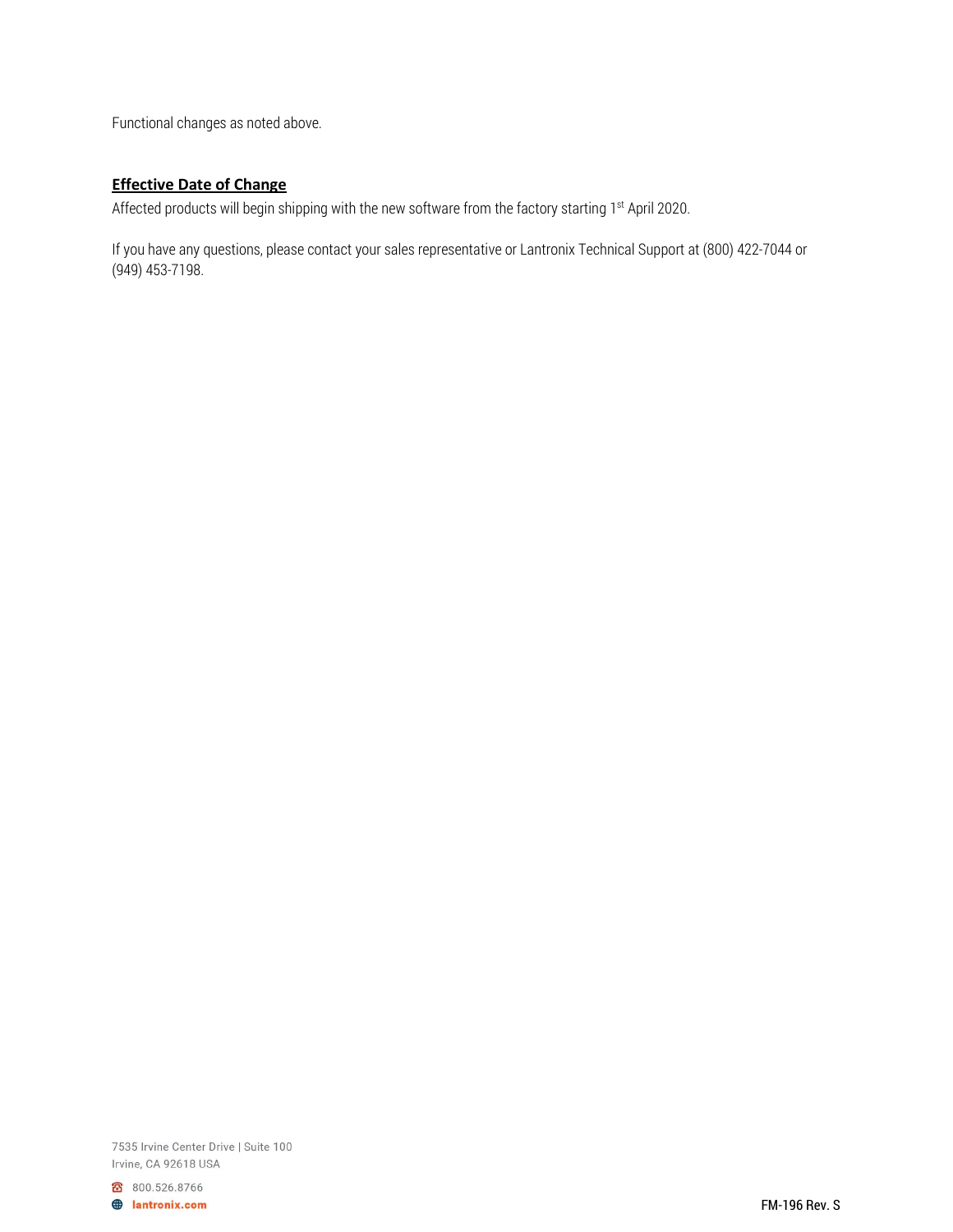Functional changes as noted above.

## Effective Date of Change

Affected products will begin shipping with the new software from the factory starting 1st April 2020.

If you have any questions, please contact your sales representative or Lantronix Technical Support at (800) 422-7044 or (949) 453-7198.

7535 Irvine Center Drive | Suite 100
Irvine, CA 92618 USA

800.526.8766
lantronix.com

FM-196 Rev. S